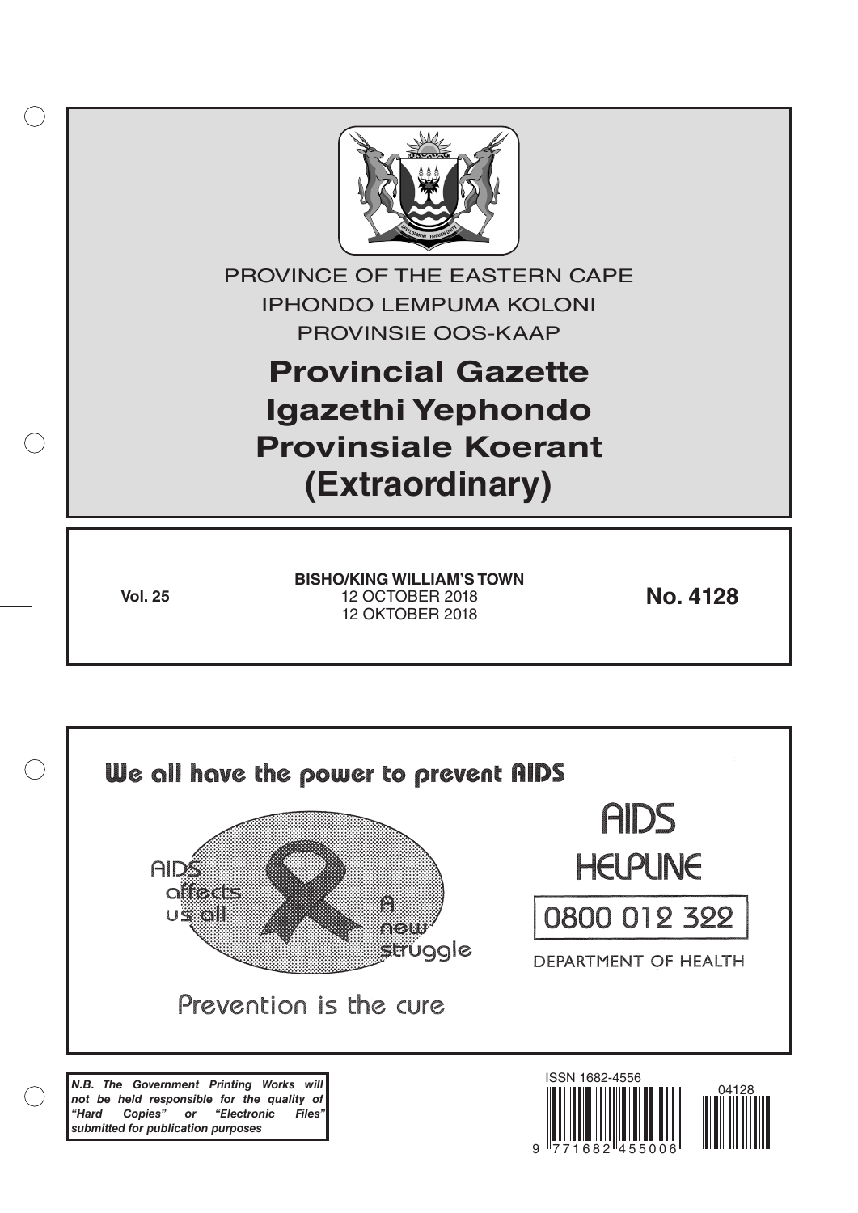PROVINCE OF THE EASTERN CAPE

IPHONDO LEMPUMA KOLONI

PROVINSIE OOS-KAAP

# Provincial Gazette
# Igazethi Yephondo
# Provinsiale Koerant
# (Extraordinary)

**Vol. 25**

**BISHO/KING WILLIAM'S TOWN**
12 OCTOBER 2018
12 OKTOBER 2018

**No. 4128**

We all have the power to prevent AIDS

AIDS affects us all

A new struggle

Prevention is the cure

AIDS HELPLINE

0800 012 322

DEPARTMENT OF HEALTH

***N.B. The Government Printing Works will not be held responsible for the quality of "Hard Copies" or "Electronic Files" submitted for publication purposes***

ISSN 1682-4556

04128

9 771682 455006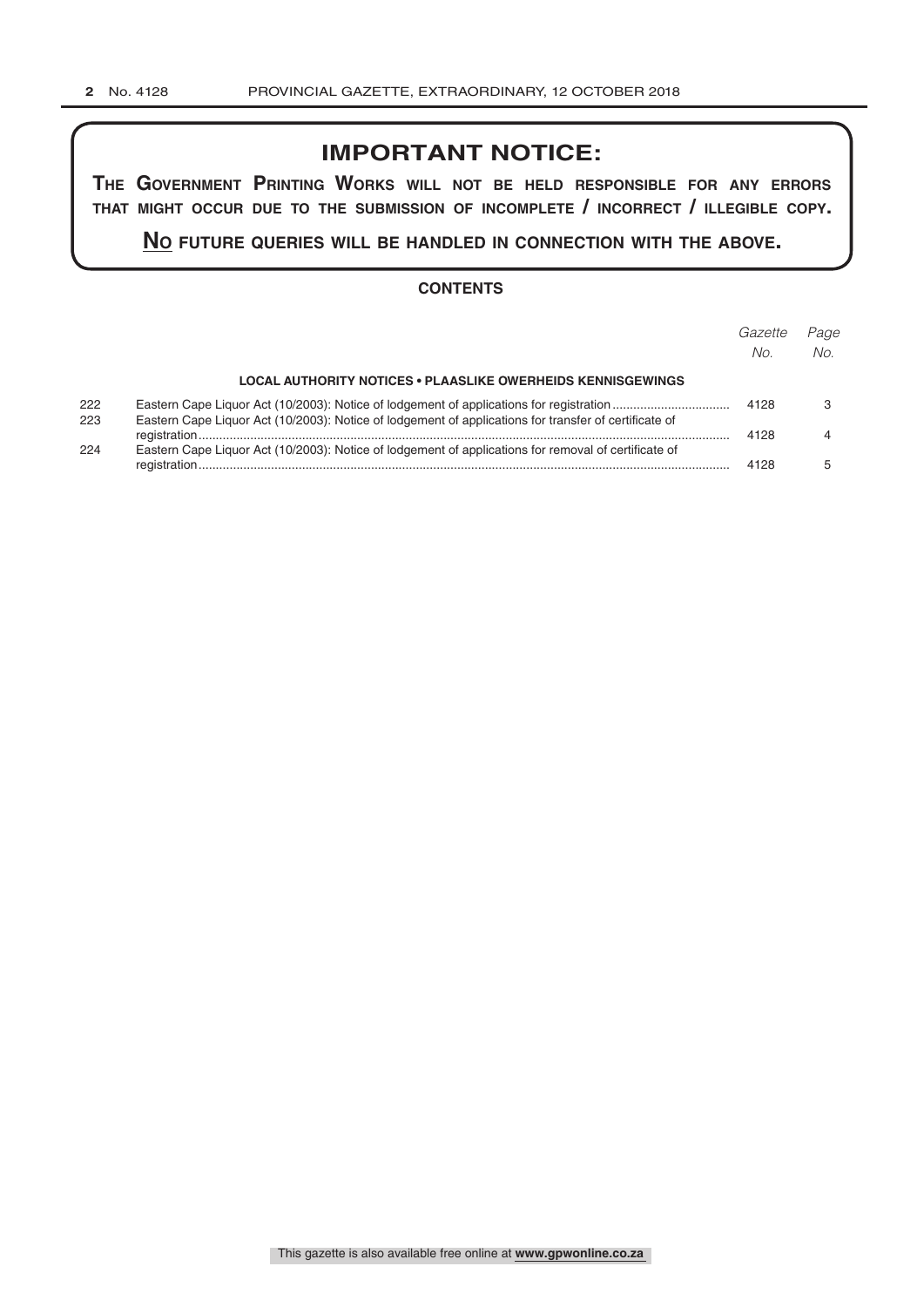# IMPORTANT NOTICE:

**THE GOVERNMENT PRINTING WORKS WILL NOT BE HELD RESPONSIBLE FOR ANY ERRORS THAT MIGHT OCCUR DUE TO THE SUBMISSION OF INCOMPLETE / INCORRECT / ILLEGIBLE COPY.**

**NO FUTURE QUERIES WILL BE HANDLED IN CONNECTION WITH THE ABOVE.**

## CONTENTS

| | | *Gazette No.* | *Page No.* |
|---|---|---|---|
| | **LOCAL AUTHORITY NOTICES • PLAASLIKE OWERHEIDS KENNISGEWINGS** | | |
| 222 | Eastern Cape Liquor Act (10/2003): Notice of lodgement of applications for registration | 4128 | 3 |
| 223 | Eastern Cape Liquor Act (10/2003): Notice of lodgement of applications for transfer of certificate of registration | 4128 | 4 |
| 224 | Eastern Cape Liquor Act (10/2003): Notice of lodgement of applications for removal of certificate of registration | 4128 | 5 |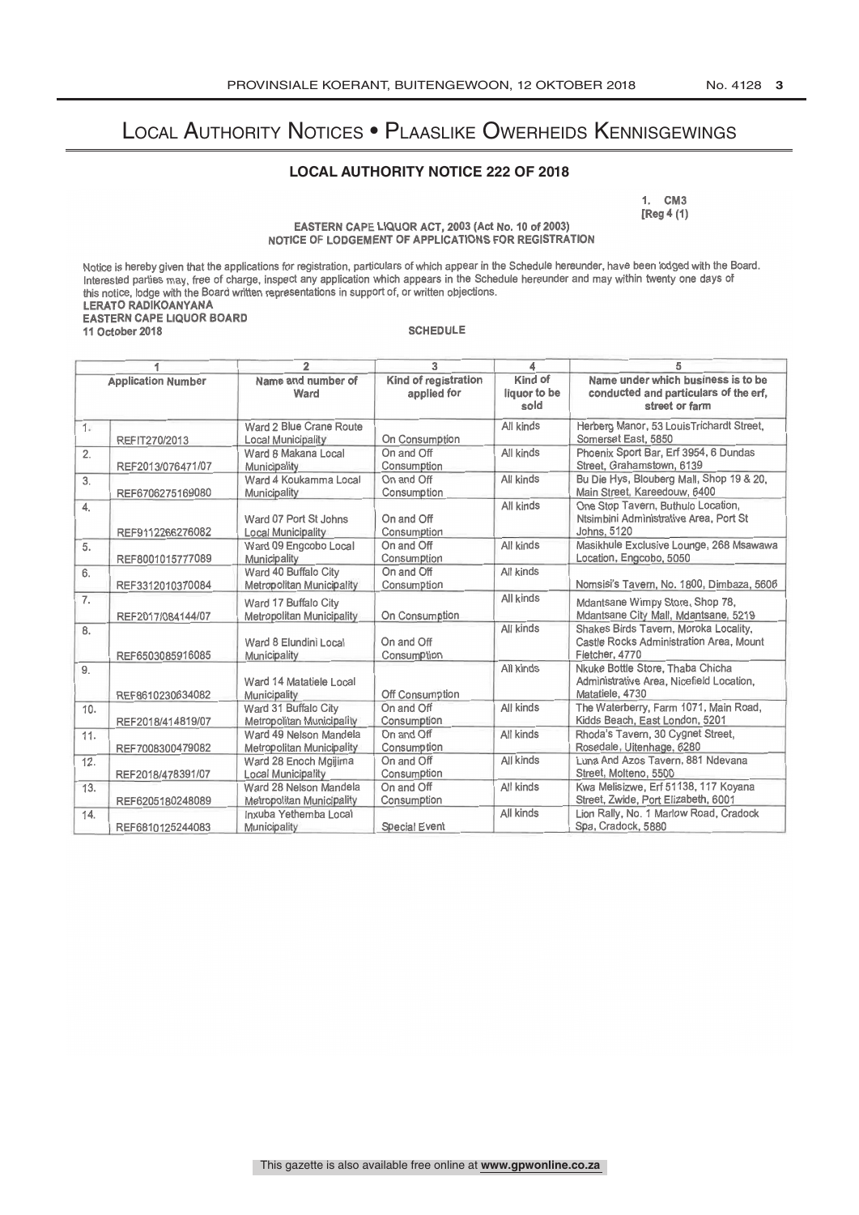# Local Authority Notices • Plaaslike Owerheids Kennisgewings

## LOCAL AUTHORITY NOTICE 222 OF 2018

1. CM3
[Reg 4 (1)

**EASTERN CAPE LIQUOR ACT, 2003 (Act No. 10 of 2003)**
**NOTICE OF LODGEMENT OF APPLICATIONS FOR REGISTRATION**

Notice is hereby given that the applications for registration, particulars of which appear in the Schedule hereunder, have been lodged with the Board. Interested parties may, free of charge, inspect any application which appears in the Schedule hereunder and may within twenty one days of this notice, lodge with the Board written representations in support of, or written objections.

**LERATO RADIKOANYANA**
**EASTERN CAPE LIQUOR BOARD**
**11 October 2018**

**SCHEDULE**

| 1 | | 2 | 3 | 4 | 5 |
|---|---|---|---|---|---|
| Application Number | | Name and number of Ward | Kind of registration applied for | Kind of liquor to be sold | Name under which business is to be conducted and particulars of the erf, street or farm |
| 1. | REFIT270/2013 | Ward 2 Blue Crane Route Local Municipality | On Consumption | All kinds | Herberg Manor, 53 LouisTrichardt Street, Somerset East, 5850 |
| 2. | REF2013/076471/07 | Ward 8 Makana Local Municipality | On and Off Consumption | All kinds | Phoenix Sport Bar, Erf 3954, 6 Dundas Street, Grahamstown, 6139 |
| 3. | REF6706275169080 | Ward 4 Koukamma Local Municipality | On and Off Consumption | All kinds | Bu Die Hys, Blouberg Mall, Shop 19 & 20, Main Street, Kareedouw, 6400 |
| 4. | REF9112266276082 | Ward 07 Port St Johns Local Municipality | On and Off Consumption | All kinds | One Stop Tavern, Buthulo Location, Ntsimbini Administrative Area, Port St Johns, 5120 |
| 5. | REF8001015777089 | Ward 09 Engcobo Local Municipality | On and Off Consumption | All kinds | Masikhule Exclusive Lounge, 268 Msawawa Location, Engcobo, 5050 |
| 6. | REF3312010370084 | Ward 40 Buffalo City Metropolitan Municipality | On and Off Consumption | All kinds | Nomsisi's Tavern, No. 1800, Dimbaza, 5606 |
| 7. | REF2017/084144/07 | Ward 17 Buffalo City Metropolitan Municipality | On Consumption | All kinds | Mdantsane Wimpy Store, Shop 78, Mdantsane City Mall, Mdantsane, 5219 |
| 8. | REF6503085916085 | Ward 8 Elundini Local Municipality | On and Off Consumption | All kinds | Shakes Birds Tavern, Moroka Locality, Castle Rocks Administration Area, Mount Fletcher, 4770 |
| 9. | REF8610230634082 | Ward 14 Matatiele Local Municipality | Off Consumption | All kinds | Nkuke Bottle Store, Thaba Chicha Administrative Area, Nicefield Location, Matatiele, 4730 |
| 10. | REF2018/414819/07 | Ward 31 Buffalo City Metropolitan Municipality | On and Off Consumption | All kinds | The Waterberry, Farm 1071, Main Road, Kidds Beach, East London, 5201 |
| 11. | REF7008300479082 | Ward 49 Nelson Mandela Metropolitan Municipality | On and Off Consumption | All kinds | Rhoda's Tavern, 30 Cygnet Street, Rosedale, Uitenhage, 6280 |
| 12. | REF2018/478391/07 | Ward 28 Enoch Mgijima Local Municipality | On and Off Consumption | All kinds | Luna And Azos Tavern, 881 Ndevana Street, Molteno, 5500 |
| 13. | REF6205180248089 | Ward 28 Nelson Mandela Metropolitan Municipality | On and Off Consumption | All kinds | Kwa Melisizwe, Erf 51138, 117 Koyana Street, Zwide, Port Elizabeth, 6001 |
| 14. | REF6810125244083 | Inxuba Yethemba Local Municipality | Special Event | All kinds | Lion Rally, No. 1 Marlow Road, Cradock Spa, Cradock, 5880 |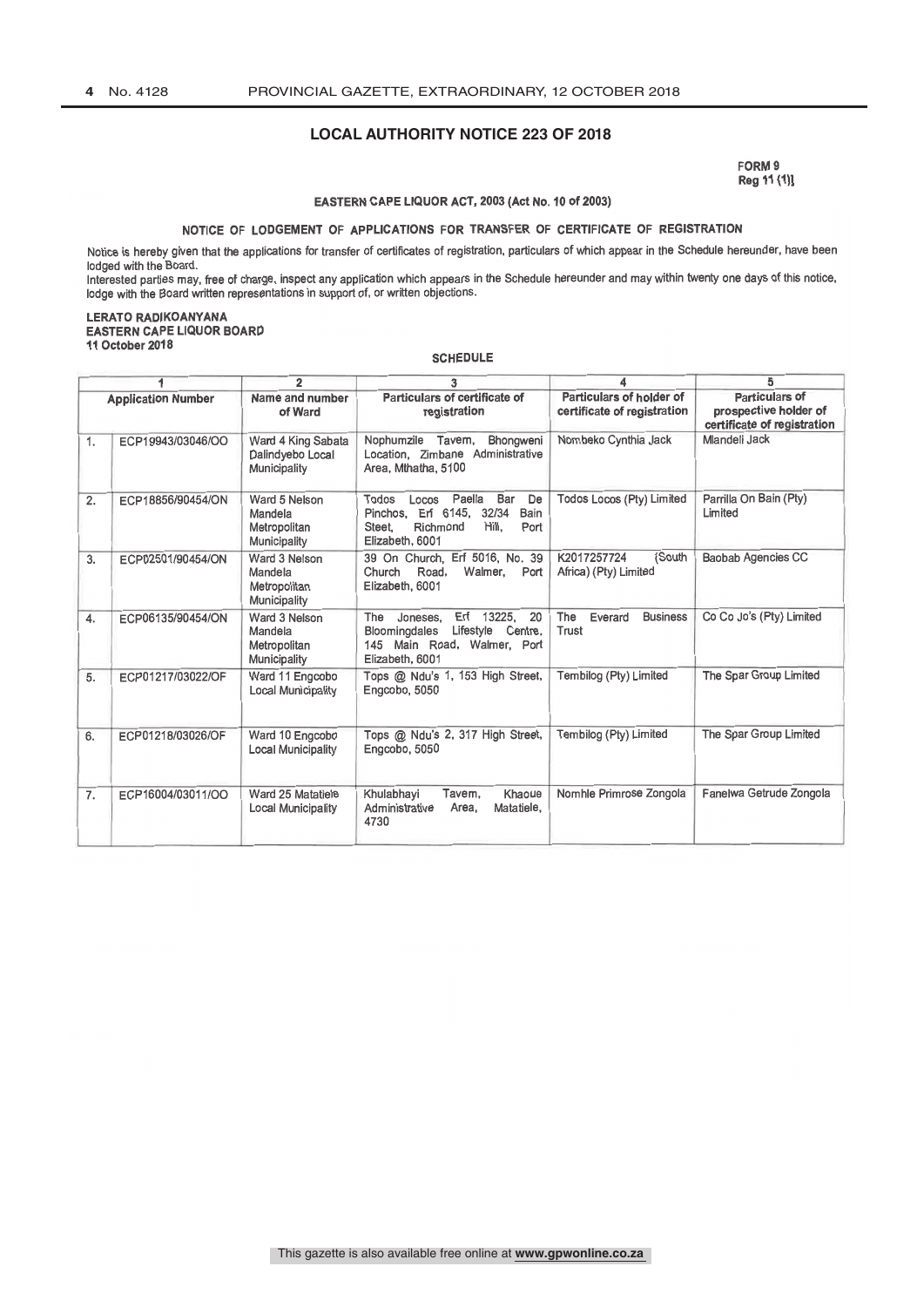## LOCAL AUTHORITY NOTICE 223 OF 2018

FORM 9
Reg 11 (1)]

### EASTERN CAPE LIQUOR ACT, 2003 (Act No. 10 of 2003)

### NOTICE OF LODGEMENT OF APPLICATIONS FOR TRANSFER OF CERTIFICATE OF REGISTRATION

Notice is hereby given that the applications for transfer of certificates of registration, particulars of which appear in the Schedule hereunder, have been lodged with the Board.

Interested parties may, free of charge, inspect any application which appears in the Schedule hereunder and may within twenty one days of this notice, lodge with the Board written representations in support of, or written objections.

**LERATO RADIKOANYANA**
**EASTERN CAPE LIQUOR BOARD**
**11 October 2018**

**SCHEDULE**

| 1 | | 2 | 3 | 4 | 5 |
|---|---|---|---|---|---|
| Application Number | | Name and number of Ward | Particulars of certificate of registration | Particulars of holder of certificate of registration | Particulars of prospective holder of certificate of registration |
| 1. | ECP19943/03046/OO | Ward 4 King Sabata Dalindyebo Local Municipality | Nophumzile Tavern, Bhongweni Location, Zimbane Administrative Area, Mthatha, 5100 | Nombeko Cynthia Jack | Mlandeli Jack |
| 2. | ECP18856/90454/ON | Ward 5 Nelson Mandela Metropolitan Municipality | Todos Locos Paella Bar De Pinchos, Erf 6145, 32/34 Bain Steet, Richmond Hill, Port Elizabeth, 6001 | Todos Locos (Pty) Limited | Parrilla On Bain (Pty) Limited |
| 3. | ECP02501/90454/ON | Ward 3 Nelson Mandela Metropolitan Municipality | 39 On Church, Erf 5016, No. 39 Church Road, Walmer, Port Elizabeth, 6001 | K2017257724 (South Africa) (Pty) Limited | Baobab Agencies CC |
| 4. | ECP06135/90454/ON | Ward 3 Nelson Mandela Metropolitan Municipality | The Joneses, Erf 13225, 20 Bloomingdales Lifestyle Centre, 145 Main Road, Walmer, Port Elizabeth, 6001 | The Everard Business Trust | Co Co Jo's (Pty) Limited |
| 5. | ECP01217/03022/OF | Ward 11 Engcobo Local Municipality | Tops @ Ndu's 1, 153 High Street, Engcobo, 5050 | Tembilog (Pty) Limited | The Spar Group Limited |
| 6. | ECP01218/03026/OF | Ward 10 Engcobo Local Municipality | Tops @ Ndu's 2, 317 High Street, Engcobo, 5050 | Tembilog (Pty) Limited | The Spar Group Limited |
| 7. | ECP16004/03011/OO | Ward 25 Matatiele Local Municipality | Khulabhayi Tavern, Khaoue Administrative Area, Matatiele, 4730 | Nomhle Primrose Zongola | Fanelwa Getrude Zongola |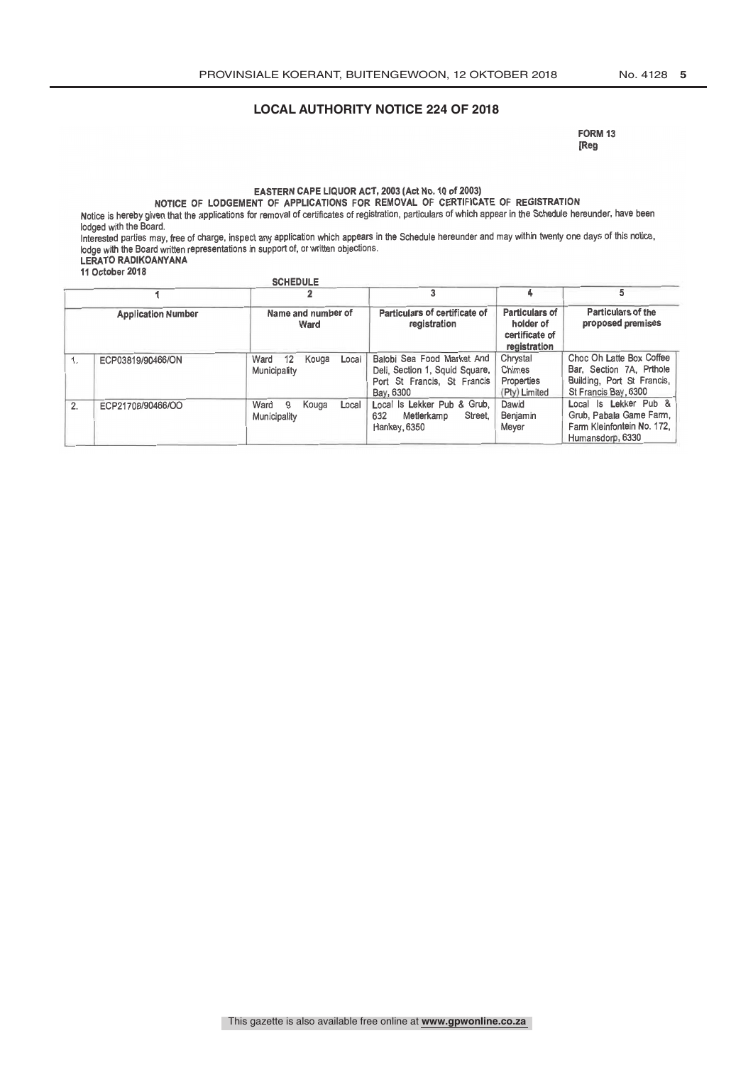## LOCAL AUTHORITY NOTICE 224 OF 2018

**FORM 13**
**[Reg**

**EASTERN CAPE LIQUOR ACT, 2003 (Act No. 10 of 2003)**

**NOTICE OF LODGEMENT OF APPLICATIONS FOR REMOVAL OF CERTIFICATE OF REGISTRATION**

Notice is hereby given that the applications for removal of certificates of registration, particulars of which appear in the Schedule hereunder, have been lodged with the Board.

Interested parties may, free of charge, inspect any application which appears in the Schedule hereunder and may within twenty one days of this notice, lodge with the Board written representations in support of, or written objections.

**LERATO RADIKOANYANA**

**11 October 2018**

**SCHEDULE**

| | 1 | 2 | 3 | 4 | 5 |
|---|---|---|---|---|---|
| | **Application Number** | **Name and number of Ward** | **Particulars of certificate of registration** | **Particulars of holder of certificate of registration** | **Particulars of the proposed premises** |
| 1. | ECP03819/90466/ON | Ward 12 Kouga Local Municipality | Balobi Sea Food Market And Deli, Section 1, Squid Square, Port St Francis, St Francis Bay, 6300 | Chrystal Chimes Properties (Pty) Limited | Choc Oh Latte Box Coffee Bar, Section 7A, Prthole Building, Port St Francis, St Francis Bay, 6300 |
| 2. | ECP21708/90466/OO | Ward 9 Kouga Local Municipality | Local Is Lekker Pub & Grub, 632 Metlerkamp Street, Hankey, 6350 | Dawid Benjamin Meyer | Local Is Lekker Pub & Grub, Pabala Game Farm, Farm Kleinfontein No. 172, Humansdorp, 6330 |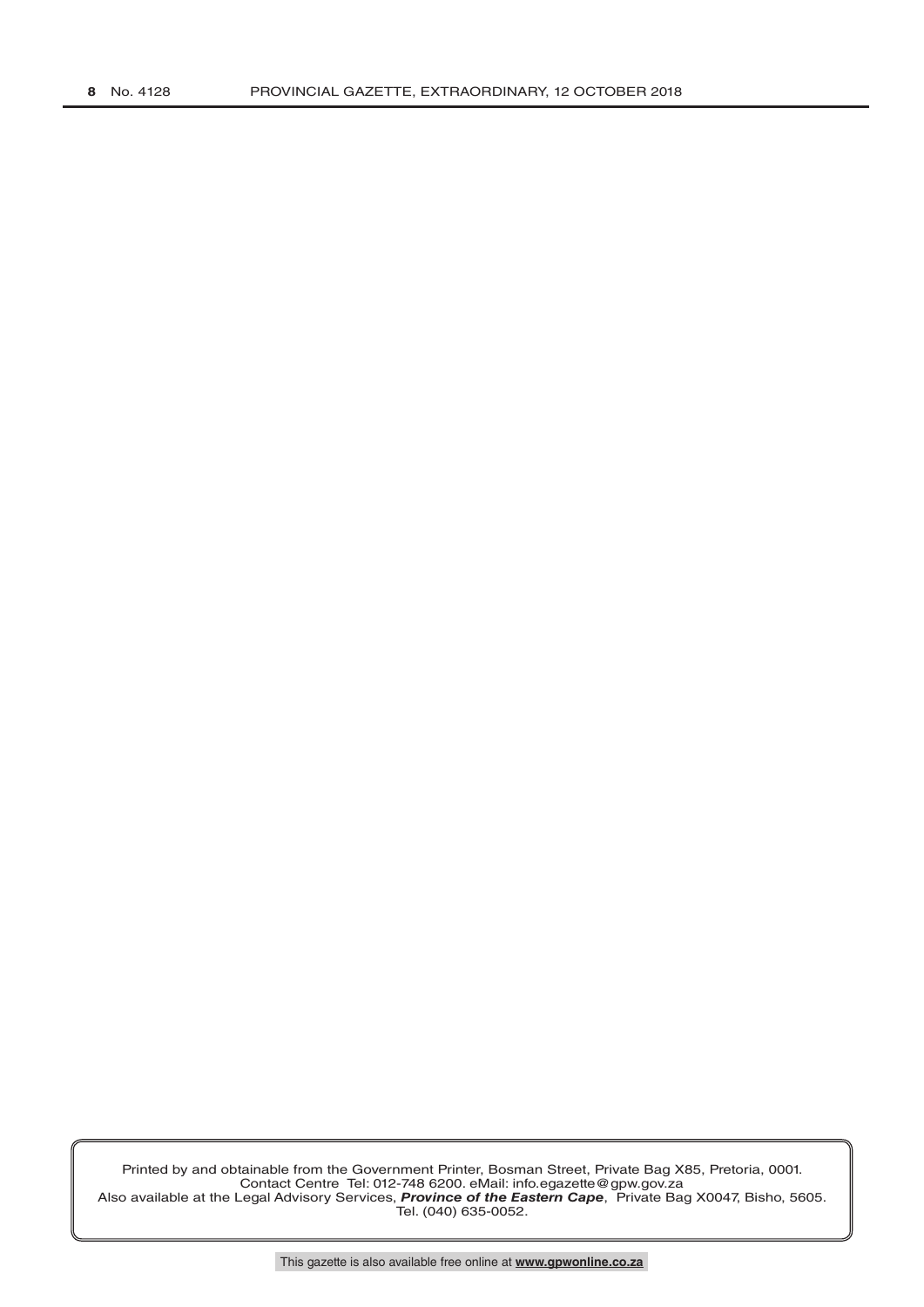Printed by and obtainable from the Government Printer, Bosman Street, Private Bag X85, Pretoria, 0001.
Contact Centre Tel: 012-748 6200. eMail: info.egazette@gpw.gov.za
Also available at the Legal Advisory Services, ***Province of the Eastern Cape***, Private Bag X0047, Bisho, 5605.
Tel. (040) 635-0052.

This gazette is also available free online at **www.gpwonline.co.za**